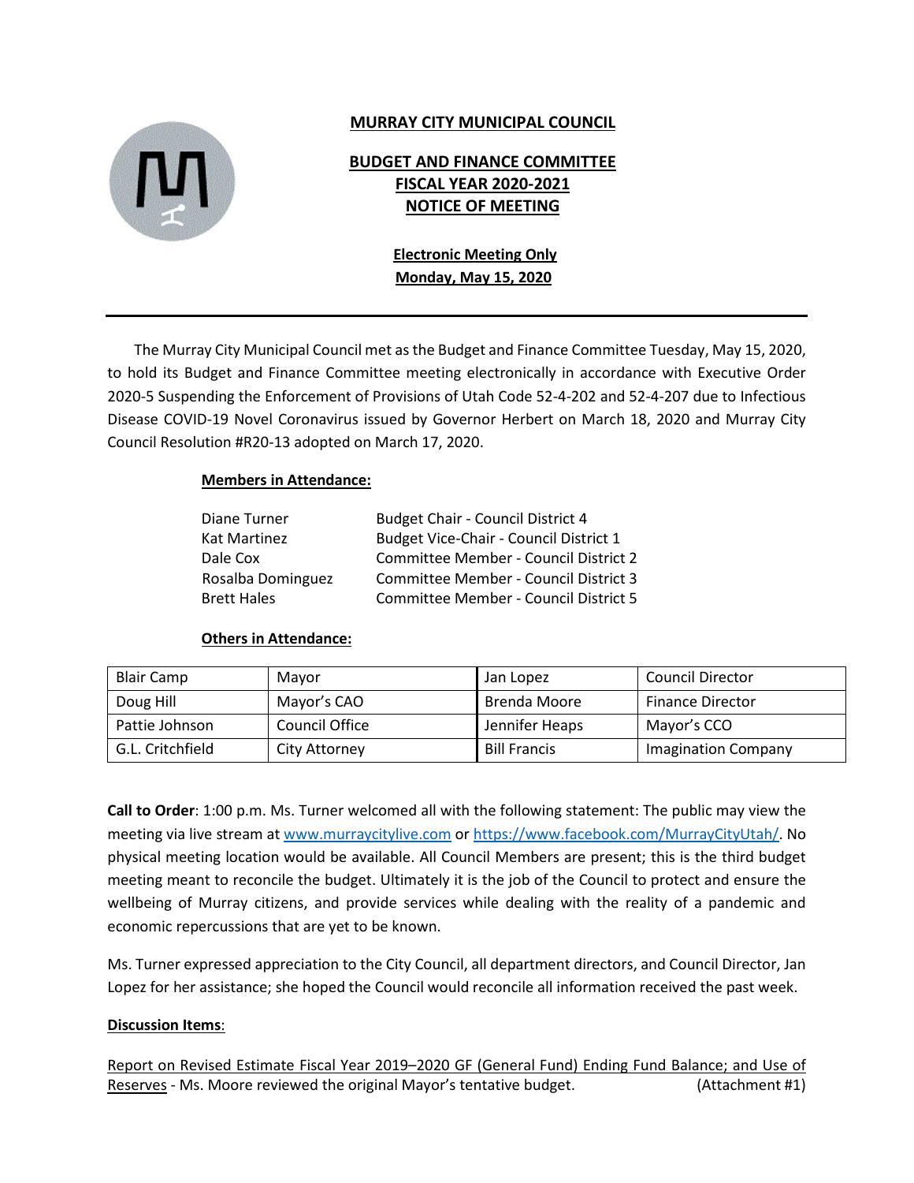# MURRAY CITY MUNICIPAL COUNCIL

## BUDGET AND FINANCE COMMITTEE
## FISCAL YEAR 2020-2021
## NOTICE OF MEETING

**Electronic Meeting Only**
**Monday, May 15, 2020**

---

The Murray City Municipal Council met as the Budget and Finance Committee Tuesday, May 15, 2020, to hold its Budget and Finance Committee meeting electronically in accordance with Executive Order 2020-5 Suspending the Enforcement of Provisions of Utah Code 52-4-202 and 52-4-207 due to Infectious Disease COVID-19 Novel Coronavirus issued by Governor Herbert on March 18, 2020 and Murray City Council Resolution #R20-13 adopted on March 17, 2020.

**Members in Attendance:**

| | |
|---|---|
| Diane Turner | Budget Chair - Council District 4 |
| Kat Martinez | Budget Vice-Chair - Council District 1 |
| Dale Cox | Committee Member - Council District 2 |
| Rosalba Dominguez | Committee Member - Council District 3 |
| Brett Hales | Committee Member - Council District 5 |

**Others in Attendance:**

| | | | |
|---|---|---|---|
| Blair Camp | Mayor | Jan Lopez | Council Director |
| Doug Hill | Mayor's CAO | Brenda Moore | Finance Director |
| Pattie Johnson | Council Office | Jennifer Heaps | Mayor's CCO |
| G.L. Critchfield | City Attorney | Bill Francis | Imagination Company |

**Call to Order**: 1:00 p.m. Ms. Turner welcomed all with the following statement: The public may view the meeting via live stream at www.murraycitylive.com or https://www.facebook.com/MurrayCityUtah/. No physical meeting location would be available. All Council Members are present; this is the third budget meeting meant to reconcile the budget. Ultimately it is the job of the Council to protect and ensure the wellbeing of Murray citizens, and provide services while dealing with the reality of a pandemic and economic repercussions that are yet to be known.

Ms. Turner expressed appreciation to the City Council, all department directors, and Council Director, Jan Lopez for her assistance; she hoped the Council would reconcile all information received the past week.

**Discussion Items**:

Report on Revised Estimate Fiscal Year 2019–2020 GF (General Fund) Ending Fund Balance; and Use of Reserves - Ms. Moore reviewed the original Mayor's tentative budget. (Attachment #1)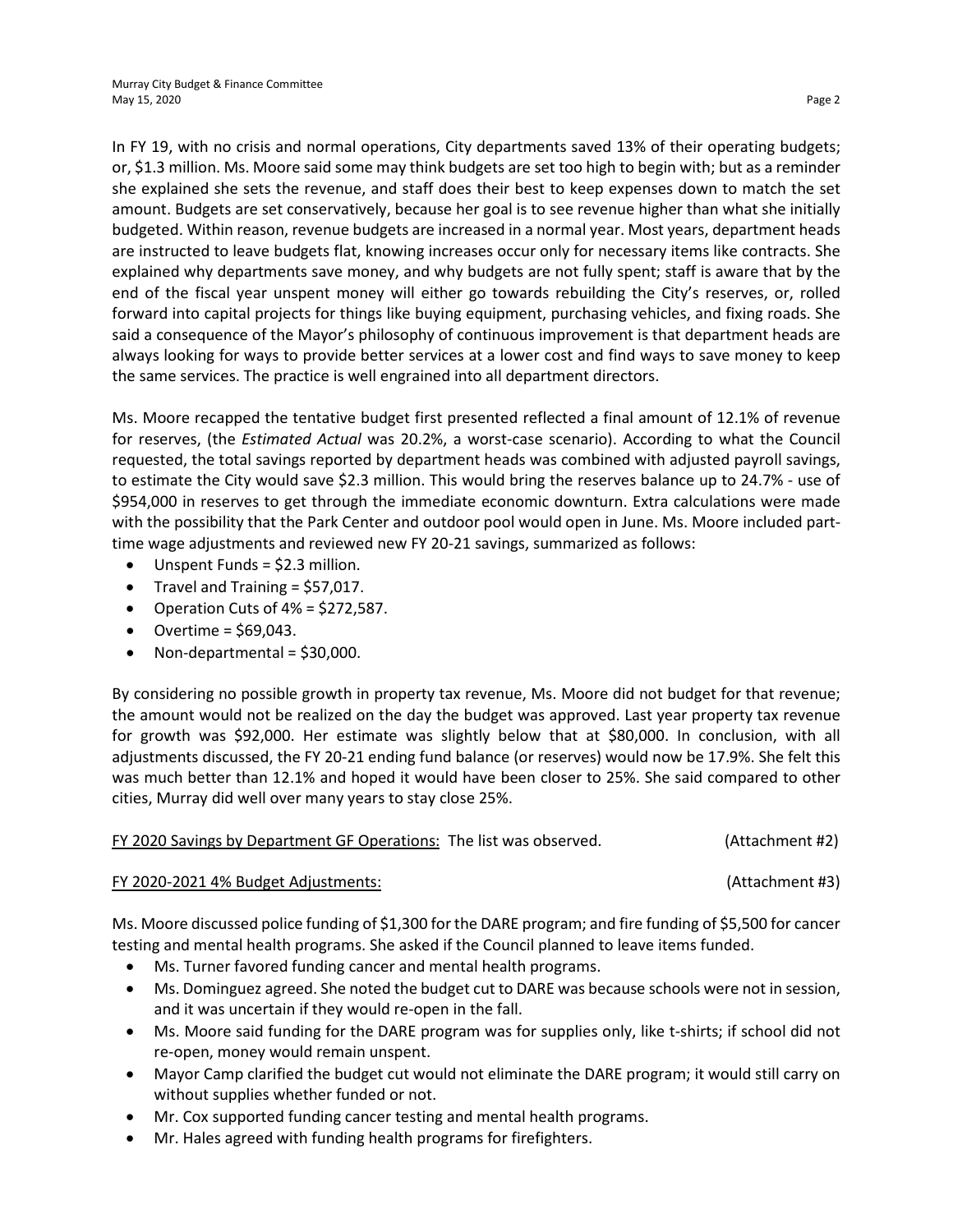In FY 19, with no crisis and normal operations, City departments saved 13% of their operating budgets; or, $1.3 million. Ms. Moore said some may think budgets are set too high to begin with; but as a reminder she explained she sets the revenue, and staff does their best to keep expenses down to match the set amount. Budgets are set conservatively, because her goal is to see revenue higher than what she initially budgeted. Within reason, revenue budgets are increased in a normal year. Most years, department heads are instructed to leave budgets flat, knowing increases occur only for necessary items like contracts. She explained why departments save money, and why budgets are not fully spent; staff is aware that by the end of the fiscal year unspent money will either go towards rebuilding the City's reserves, or, rolled forward into capital projects for things like buying equipment, purchasing vehicles, and fixing roads. She said a consequence of the Mayor's philosophy of continuous improvement is that department heads are always looking for ways to provide better services at a lower cost and find ways to save money to keep the same services. The practice is well engrained into all department directors.

Ms. Moore recapped the tentative budget first presented reflected a final amount of 12.1% of revenue for reserves, (the *Estimated Actual* was 20.2%, a worst-case scenario). According to what the Council requested, the total savings reported by department heads was combined with adjusted payroll savings, to estimate the City would save $2.3 million. This would bring the reserves balance up to 24.7% - use of $954,000 in reserves to get through the immediate economic downturn. Extra calculations were made with the possibility that the Park Center and outdoor pool would open in June. Ms. Moore included part-time wage adjustments and reviewed new FY 20-21 savings, summarized as follows:

- Unspent Funds = $2.3 million.
- Travel and Training = $57,017.
- Operation Cuts of 4% = $272,587.
- Overtime = $69,043.
- Non-departmental = $30,000.

By considering no possible growth in property tax revenue, Ms. Moore did not budget for that revenue; the amount would not be realized on the day the budget was approved. Last year property tax revenue for growth was $92,000. Her estimate was slightly below that at $80,000. In conclusion, with all adjustments discussed, the FY 20-21 ending fund balance (or reserves) would now be 17.9%. She felt this was much better than 12.1% and hoped it would have been closer to 25%. She said compared to other cities, Murray did well over many years to stay close 25%.

<u>FY 2020 Savings by Department GF Operations:</u> The list was observed. (Attachment #2)

<u>FY 2020-2021 4% Budget Adjustments:</u> (Attachment #3)

Ms. Moore discussed police funding of $1,300 for the DARE program; and fire funding of $5,500 for cancer testing and mental health programs. She asked if the Council planned to leave items funded.

- Ms. Turner favored funding cancer and mental health programs.
- Ms. Dominguez agreed. She noted the budget cut to DARE was because schools were not in session, and it was uncertain if they would re-open in the fall.
- Ms. Moore said funding for the DARE program was for supplies only, like t-shirts; if school did not re-open, money would remain unspent.
- Mayor Camp clarified the budget cut would not eliminate the DARE program; it would still carry on without supplies whether funded or not.
- Mr. Cox supported funding cancer testing and mental health programs.
- Mr. Hales agreed with funding health programs for firefighters.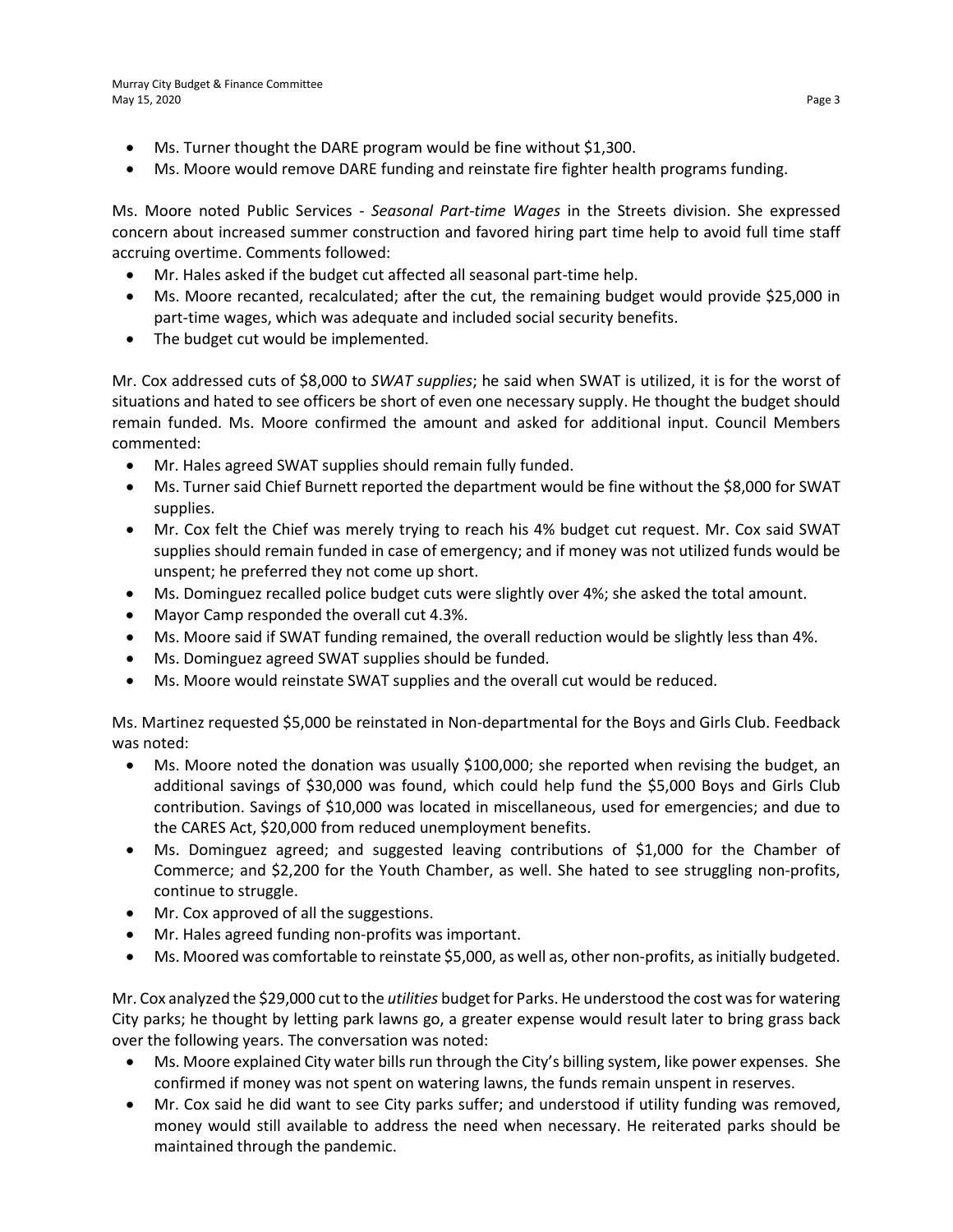- Ms. Turner thought the DARE program would be fine without $1,300.
- Ms. Moore would remove DARE funding and reinstate fire fighter health programs funding.

Ms. Moore noted Public Services - *Seasonal Part-time Wages* in the Streets division. She expressed concern about increased summer construction and favored hiring part time help to avoid full time staff accruing overtime. Comments followed:

- Mr. Hales asked if the budget cut affected all seasonal part-time help.
- Ms. Moore recanted, recalculated; after the cut, the remaining budget would provide $25,000 in part-time wages, which was adequate and included social security benefits.
- The budget cut would be implemented.

Mr. Cox addressed cuts of $8,000 to *SWAT supplies*; he said when SWAT is utilized, it is for the worst of situations and hated to see officers be short of even one necessary supply. He thought the budget should remain funded. Ms. Moore confirmed the amount and asked for additional input. Council Members commented:

- Mr. Hales agreed SWAT supplies should remain fully funded.
- Ms. Turner said Chief Burnett reported the department would be fine without the $8,000 for SWAT supplies.
- Mr. Cox felt the Chief was merely trying to reach his 4% budget cut request. Mr. Cox said SWAT supplies should remain funded in case of emergency; and if money was not utilized funds would be unspent; he preferred they not come up short.
- Ms. Dominguez recalled police budget cuts were slightly over 4%; she asked the total amount.
- Mayor Camp responded the overall cut 4.3%.
- Ms. Moore said if SWAT funding remained, the overall reduction would be slightly less than 4%.
- Ms. Dominguez agreed SWAT supplies should be funded.
- Ms. Moore would reinstate SWAT supplies and the overall cut would be reduced.

Ms. Martinez requested $5,000 be reinstated in Non-departmental for the Boys and Girls Club. Feedback was noted:

- Ms. Moore noted the donation was usually $100,000; she reported when revising the budget, an additional savings of $30,000 was found, which could help fund the $5,000 Boys and Girls Club contribution. Savings of $10,000 was located in miscellaneous, used for emergencies; and due to the CARES Act, $20,000 from reduced unemployment benefits.
- Ms. Dominguez agreed; and suggested leaving contributions of $1,000 for the Chamber of Commerce; and $2,200 for the Youth Chamber, as well. She hated to see struggling non-profits, continue to struggle.
- Mr. Cox approved of all the suggestions.
- Mr. Hales agreed funding non-profits was important.
- Ms. Moored was comfortable to reinstate $5,000, as well as, other non-profits, as initially budgeted.

Mr. Cox analyzed the $29,000 cut to the *utilities* budget for Parks. He understood the cost was for watering City parks; he thought by letting park lawns go, a greater expense would result later to bring grass back over the following years. The conversation was noted:

- Ms. Moore explained City water bills run through the City's billing system, like power expenses. She confirmed if money was not spent on watering lawns, the funds remain unspent in reserves.
- Mr. Cox said he did want to see City parks suffer; and understood if utility funding was removed, money would still available to address the need when necessary. He reiterated parks should be maintained through the pandemic.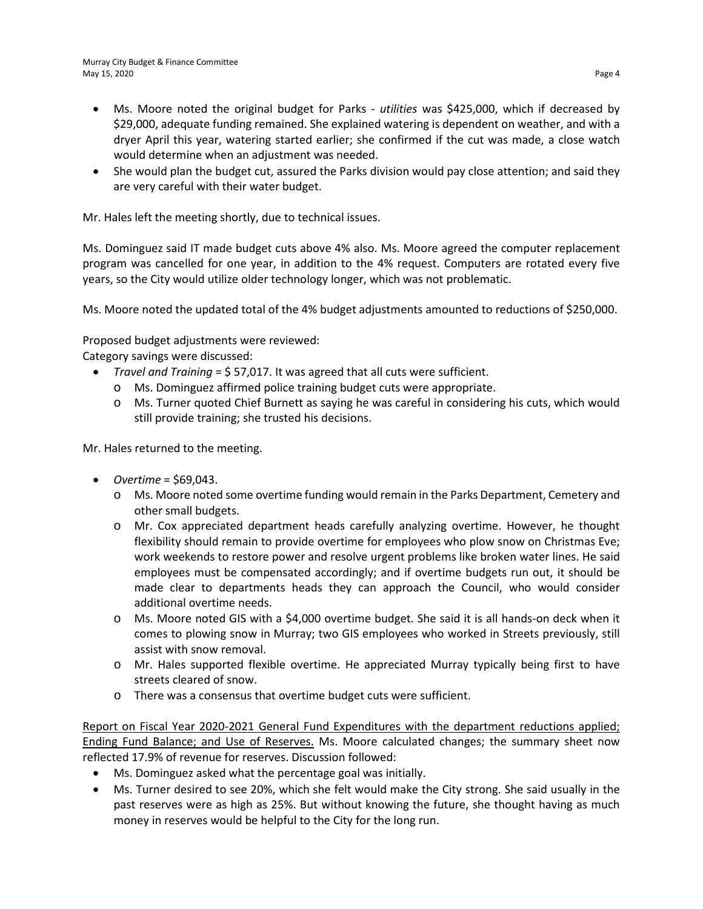- Ms. Moore noted the original budget for Parks - *utilities* was $425,000, which if decreased by $29,000, adequate funding remained. She explained watering is dependent on weather, and with a dryer April this year, watering started earlier; she confirmed if the cut was made, a close watch would determine when an adjustment was needed.
- She would plan the budget cut, assured the Parks division would pay close attention; and said they are very careful with their water budget.

Mr. Hales left the meeting shortly, due to technical issues.

Ms. Dominguez said IT made budget cuts above 4% also. Ms. Moore agreed the computer replacement program was cancelled for one year, in addition to the 4% request. Computers are rotated every five years, so the City would utilize older technology longer, which was not problematic.

Ms. Moore noted the updated total of the 4% budget adjustments amounted to reductions of $250,000.

Proposed budget adjustments were reviewed:
Category savings were discussed:

- *Travel and Training* = $ 57,017. It was agreed that all cuts were sufficient.
  - Ms. Dominguez affirmed police training budget cuts were appropriate.
  - Ms. Turner quoted Chief Burnett as saying he was careful in considering his cuts, which would still provide training; she trusted his decisions.

Mr. Hales returned to the meeting.

- *Overtime* = $69,043.
  - Ms. Moore noted some overtime funding would remain in the Parks Department, Cemetery and other small budgets.
  - Mr. Cox appreciated department heads carefully analyzing overtime. However, he thought flexibility should remain to provide overtime for employees who plow snow on Christmas Eve; work weekends to restore power and resolve urgent problems like broken water lines. He said employees must be compensated accordingly; and if overtime budgets run out, it should be made clear to departments heads they can approach the Council, who would consider additional overtime needs.
  - Ms. Moore noted GIS with a $4,000 overtime budget. She said it is all hands-on deck when it comes to plowing snow in Murray; two GIS employees who worked in Streets previously, still assist with snow removal.
  - Mr. Hales supported flexible overtime. He appreciated Murray typically being first to have streets cleared of snow.
  - There was a consensus that overtime budget cuts were sufficient.

Report on Fiscal Year 2020-2021 General Fund Expenditures with the department reductions applied; Ending Fund Balance; and Use of Reserves. Ms. Moore calculated changes; the summary sheet now reflected 17.9% of revenue for reserves. Discussion followed:

- Ms. Dominguez asked what the percentage goal was initially.
- Ms. Turner desired to see 20%, which she felt would make the City strong. She said usually in the past reserves were as high as 25%. But without knowing the future, she thought having as much money in reserves would be helpful to the City for the long run.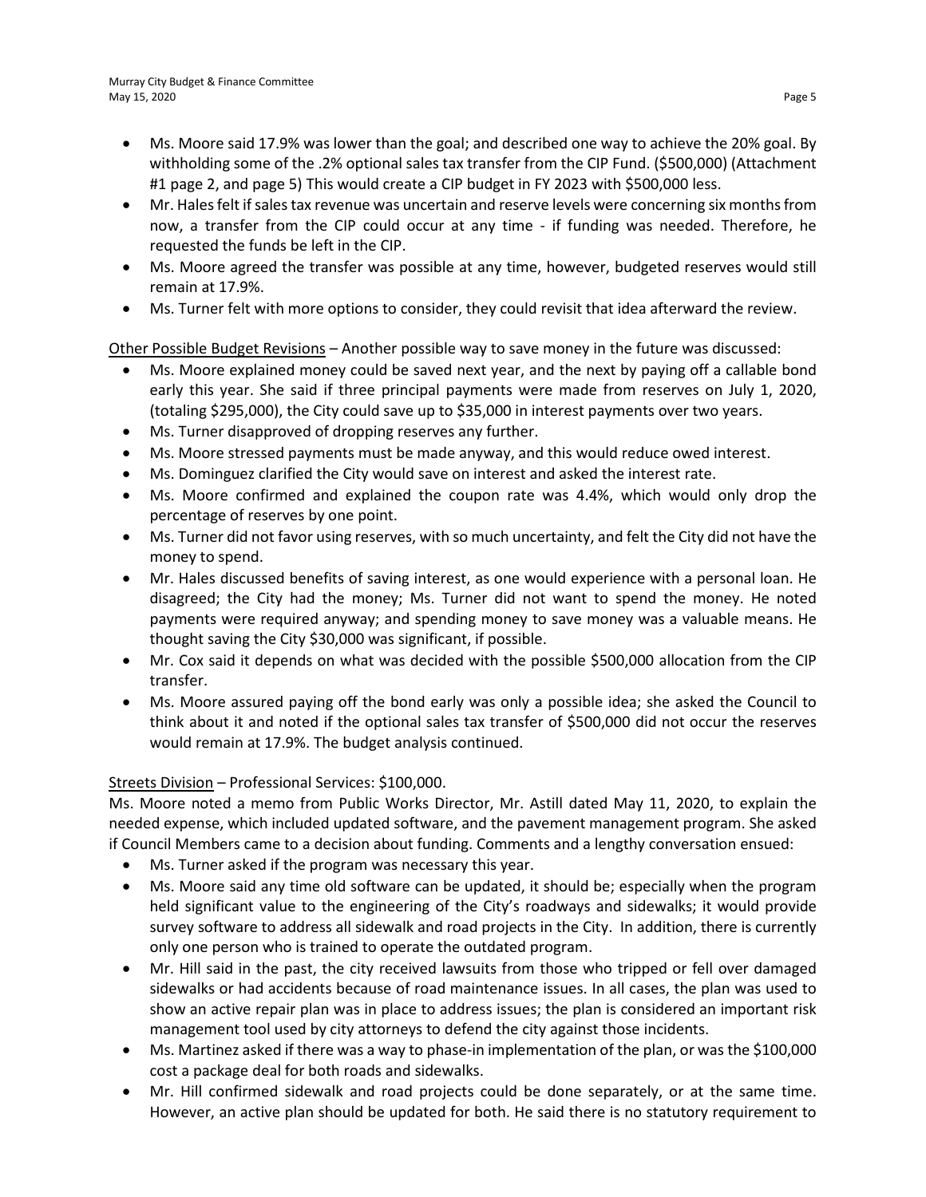- Ms. Moore said 17.9% was lower than the goal; and described one way to achieve the 20% goal. By withholding some of the .2% optional sales tax transfer from the CIP Fund. ($500,000) (Attachment #1 page 2, and page 5) This would create a CIP budget in FY 2023 with $500,000 less.
- Mr. Hales felt if sales tax revenue was uncertain and reserve levels were concerning six months from now, a transfer from the CIP could occur at any time - if funding was needed. Therefore, he requested the funds be left in the CIP.
- Ms. Moore agreed the transfer was possible at any time, however, budgeted reserves would still remain at 17.9%.
- Ms. Turner felt with more options to consider, they could revisit that idea afterward the review.

<u>Other Possible Budget Revisions</u> – Another possible way to save money in the future was discussed:

- Ms. Moore explained money could be saved next year, and the next by paying off a callable bond early this year. She said if three principal payments were made from reserves on July 1, 2020, (totaling $295,000), the City could save up to $35,000 in interest payments over two years.
- Ms. Turner disapproved of dropping reserves any further.
- Ms. Moore stressed payments must be made anyway, and this would reduce owed interest.
- Ms. Dominguez clarified the City would save on interest and asked the interest rate.
- Ms. Moore confirmed and explained the coupon rate was 4.4%, which would only drop the percentage of reserves by one point.
- Ms. Turner did not favor using reserves, with so much uncertainty, and felt the City did not have the money to spend.
- Mr. Hales discussed benefits of saving interest, as one would experience with a personal loan. He disagreed; the City had the money; Ms. Turner did not want to spend the money. He noted payments were required anyway; and spending money to save money was a valuable means. He thought saving the City $30,000 was significant, if possible.
- Mr. Cox said it depends on what was decided with the possible $500,000 allocation from the CIP transfer.
- Ms. Moore assured paying off the bond early was only a possible idea; she asked the Council to think about it and noted if the optional sales tax transfer of $500,000 did not occur the reserves would remain at 17.9%. The budget analysis continued.

<u>Streets Division</u> – Professional Services: $100,000.

Ms. Moore noted a memo from Public Works Director, Mr. Astill dated May 11, 2020, to explain the needed expense, which included updated software, and the pavement management program. She asked if Council Members came to a decision about funding. Comments and a lengthy conversation ensued:

- Ms. Turner asked if the program was necessary this year.
- Ms. Moore said any time old software can be updated, it should be; especially when the program held significant value to the engineering of the City's roadways and sidewalks; it would provide survey software to address all sidewalk and road projects in the City. In addition, there is currently only one person who is trained to operate the outdated program.
- Mr. Hill said in the past, the city received lawsuits from those who tripped or fell over damaged sidewalks or had accidents because of road maintenance issues. In all cases, the plan was used to show an active repair plan was in place to address issues; the plan is considered an important risk management tool used by city attorneys to defend the city against those incidents.
- Ms. Martinez asked if there was a way to phase-in implementation of the plan, or was the $100,000 cost a package deal for both roads and sidewalks.
- Mr. Hill confirmed sidewalk and road projects could be done separately, or at the same time. However, an active plan should be updated for both. He said there is no statutory requirement to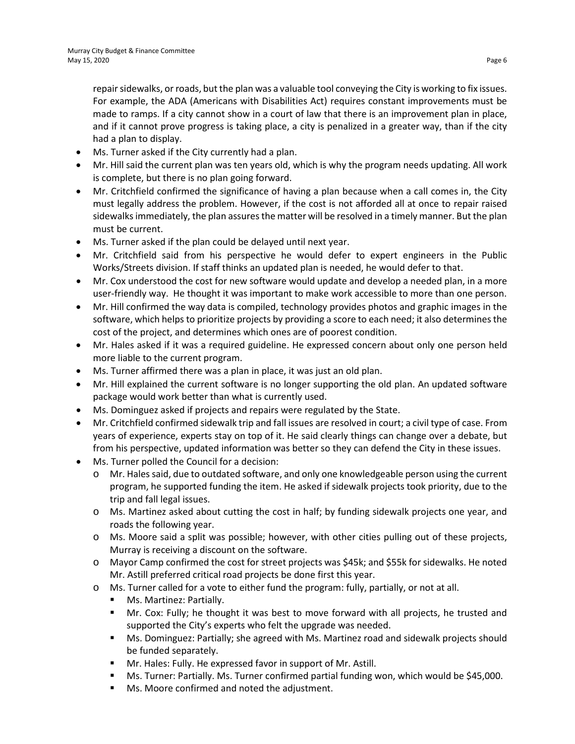repair sidewalks, or roads, but the plan was a valuable tool conveying the City is working to fix issues. For example, the ADA (Americans with Disabilities Act) requires constant improvements must be made to ramps. If a city cannot show in a court of law that there is an improvement plan in place, and if it cannot prove progress is taking place, a city is penalized in a greater way, than if the city had a plan to display.

- Ms. Turner asked if the City currently had a plan.
- Mr. Hill said the current plan was ten years old, which is why the program needs updating. All work is complete, but there is no plan going forward.
- Mr. Critchfield confirmed the significance of having a plan because when a call comes in, the City must legally address the problem. However, if the cost is not afforded all at once to repair raised sidewalks immediately, the plan assures the matter will be resolved in a timely manner. But the plan must be current.
- Ms. Turner asked if the plan could be delayed until next year.
- Mr. Critchfield said from his perspective he would defer to expert engineers in the Public Works/Streets division. If staff thinks an updated plan is needed, he would defer to that.
- Mr. Cox understood the cost for new software would update and develop a needed plan, in a more user-friendly way. He thought it was important to make work accessible to more than one person.
- Mr. Hill confirmed the way data is compiled, technology provides photos and graphic images in the software, which helps to prioritize projects by providing a score to each need; it also determines the cost of the project, and determines which ones are of poorest condition.
- Mr. Hales asked if it was a required guideline. He expressed concern about only one person held more liable to the current program.
- Ms. Turner affirmed there was a plan in place, it was just an old plan.
- Mr. Hill explained the current software is no longer supporting the old plan. An updated software package would work better than what is currently used.
- Ms. Dominguez asked if projects and repairs were regulated by the State.
- Mr. Critchfield confirmed sidewalk trip and fall issues are resolved in court; a civil type of case. From years of experience, experts stay on top of it. He said clearly things can change over a debate, but from his perspective, updated information was better so they can defend the City in these issues.
- Ms. Turner polled the Council for a decision:
  - Mr. Hales said, due to outdated software, and only one knowledgeable person using the current program, he supported funding the item. He asked if sidewalk projects took priority, due to the trip and fall legal issues.
  - Ms. Martinez asked about cutting the cost in half; by funding sidewalk projects one year, and roads the following year.
  - Ms. Moore said a split was possible; however, with other cities pulling out of these projects, Murray is receiving a discount on the software.
  - Mayor Camp confirmed the cost for street projects was $45k; and $55k for sidewalks. He noted Mr. Astill preferred critical road projects be done first this year.
  - Ms. Turner called for a vote to either fund the program: fully, partially, or not at all.
    - Ms. Martinez: Partially.
    - Mr. Cox: Fully; he thought it was best to move forward with all projects, he trusted and supported the City's experts who felt the upgrade was needed.
    - Ms. Dominguez: Partially; she agreed with Ms. Martinez road and sidewalk projects should be funded separately.
    - Mr. Hales: Fully. He expressed favor in support of Mr. Astill.
    - Ms. Turner: Partially. Ms. Turner confirmed partial funding won, which would be $45,000.
    - Ms. Moore confirmed and noted the adjustment.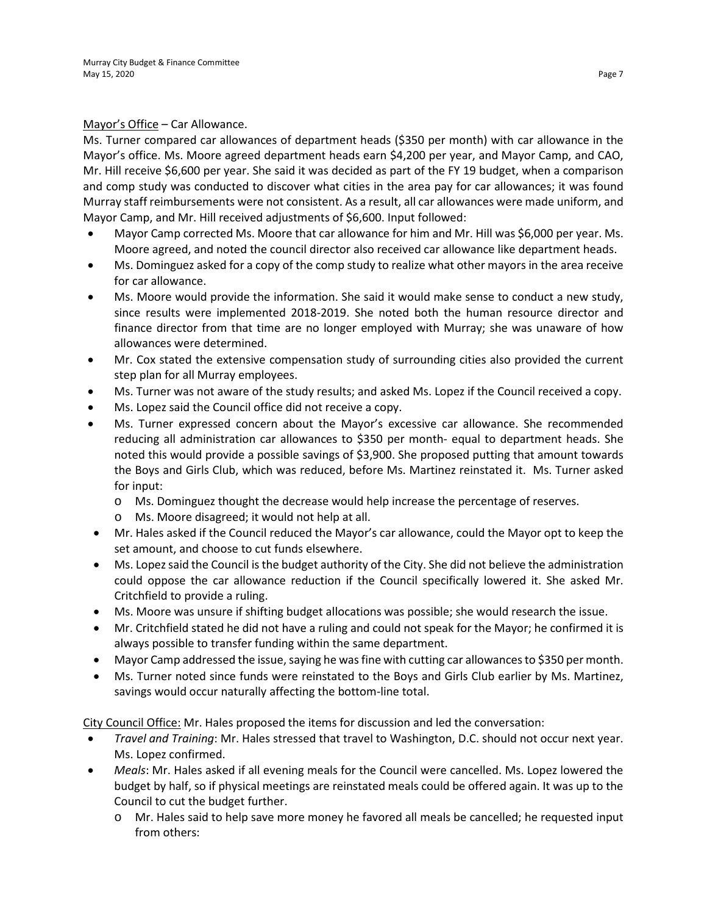Mayor's Office – Car Allowance.

Ms. Turner compared car allowances of department heads ($350 per month) with car allowance in the Mayor's office. Ms. Moore agreed department heads earn $4,200 per year, and Mayor Camp, and CAO, Mr. Hill receive $6,600 per year. She said it was decided as part of the FY 19 budget, when a comparison and comp study was conducted to discover what cities in the area pay for car allowances; it was found Murray staff reimbursements were not consistent. As a result, all car allowances were made uniform, and Mayor Camp, and Mr. Hill received adjustments of $6,600. Input followed:

- Mayor Camp corrected Ms. Moore that car allowance for him and Mr. Hill was $6,000 per year. Ms. Moore agreed, and noted the council director also received car allowance like department heads.
- Ms. Dominguez asked for a copy of the comp study to realize what other mayors in the area receive for car allowance.
- Ms. Moore would provide the information. She said it would make sense to conduct a new study, since results were implemented 2018-2019. She noted both the human resource director and finance director from that time are no longer employed with Murray; she was unaware of how allowances were determined.
- Mr. Cox stated the extensive compensation study of surrounding cities also provided the current step plan for all Murray employees.
- Ms. Turner was not aware of the study results; and asked Ms. Lopez if the Council received a copy.
- Ms. Lopez said the Council office did not receive a copy.
- Ms. Turner expressed concern about the Mayor's excessive car allowance. She recommended reducing all administration car allowances to $350 per month- equal to department heads. She noted this would provide a possible savings of $3,900. She proposed putting that amount towards the Boys and Girls Club, which was reduced, before Ms. Martinez reinstated it. Ms. Turner asked for input:
  - Ms. Dominguez thought the decrease would help increase the percentage of reserves.
  - Ms. Moore disagreed; it would not help at all.
- Mr. Hales asked if the Council reduced the Mayor's car allowance, could the Mayor opt to keep the set amount, and choose to cut funds elsewhere.
- Ms. Lopez said the Council is the budget authority of the City. She did not believe the administration could oppose the car allowance reduction if the Council specifically lowered it. She asked Mr. Critchfield to provide a ruling.
- Ms. Moore was unsure if shifting budget allocations was possible; she would research the issue.
- Mr. Critchfield stated he did not have a ruling and could not speak for the Mayor; he confirmed it is always possible to transfer funding within the same department.
- Mayor Camp addressed the issue, saying he was fine with cutting car allowances to $350 per month.
- Ms. Turner noted since funds were reinstated to the Boys and Girls Club earlier by Ms. Martinez, savings would occur naturally affecting the bottom-line total.

City Council Office: Mr. Hales proposed the items for discussion and led the conversation:

- *Travel and Training*: Mr. Hales stressed that travel to Washington, D.C. should not occur next year. Ms. Lopez confirmed.
- *Meals*: Mr. Hales asked if all evening meals for the Council were cancelled. Ms. Lopez lowered the budget by half, so if physical meetings are reinstated meals could be offered again. It was up to the Council to cut the budget further.
  - Mr. Hales said to help save more money he favored all meals be cancelled; he requested input from others: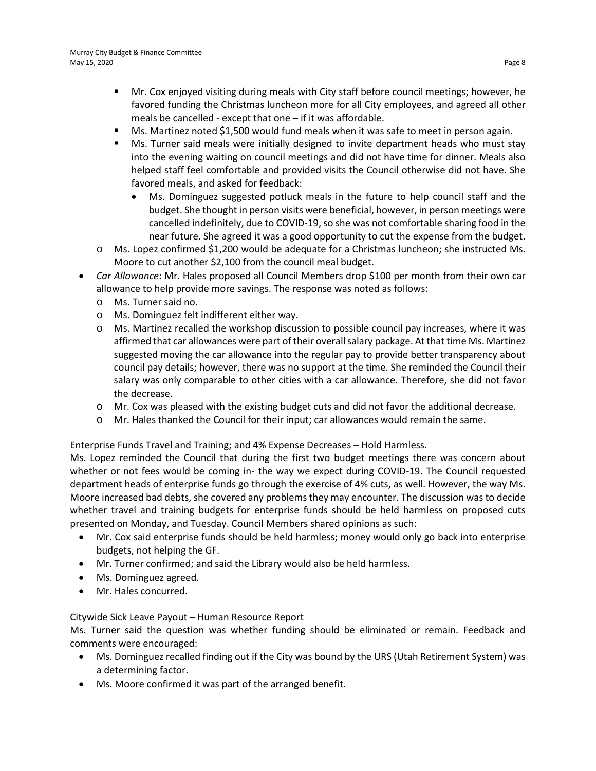- Mr. Cox enjoyed visiting during meals with City staff before council meetings; however, he favored funding the Christmas luncheon more for all City employees, and agreed all other meals be cancelled - except that one – if it was affordable.
        - Ms. Martinez noted $1,500 would fund meals when it was safe to meet in person again.
        - Ms. Turner said meals were initially designed to invite department heads who must stay into the evening waiting on council meetings and did not have time for dinner. Meals also helped staff feel comfortable and provided visits the Council otherwise did not have. She favored meals, and asked for feedback:
            - Ms. Dominguez suggested potluck meals in the future to help council staff and the budget. She thought in person visits were beneficial, however, in person meetings were cancelled indefinitely, due to COVID-19, so she was not comfortable sharing food in the near future. She agreed it was a good opportunity to cut the expense from the budget.
    - Ms. Lopez confirmed $1,200 would be adequate for a Christmas luncheon; she instructed Ms. Moore to cut another $2,100 from the council meal budget.
- *Car Allowance*: Mr. Hales proposed all Council Members drop $100 per month from their own car allowance to help provide more savings. The response was noted as follows:
    - Ms. Turner said no.
    - Ms. Dominguez felt indifferent either way.
    - Ms. Martinez recalled the workshop discussion to possible council pay increases, where it was affirmed that car allowances were part of their overall salary package. At that time Ms. Martinez suggested moving the car allowance into the regular pay to provide better transparency about council pay details; however, there was no support at the time. She reminded the Council their salary was only comparable to other cities with a car allowance. Therefore, she did not favor the decrease.
    - Mr. Cox was pleased with the existing budget cuts and did not favor the additional decrease.
    - Mr. Hales thanked the Council for their input; car allowances would remain the same.

<u>Enterprise Funds Travel and Training; and 4% Expense Decreases</u> – Hold Harmless.

Ms. Lopez reminded the Council that during the first two budget meetings there was concern about whether or not fees would be coming in- the way we expect during COVID-19. The Council requested department heads of enterprise funds go through the exercise of 4% cuts, as well. However, the way Ms. Moore increased bad debts, she covered any problems they may encounter. The discussion was to decide whether travel and training budgets for enterprise funds should be held harmless on proposed cuts presented on Monday, and Tuesday. Council Members shared opinions as such:

- Mr. Cox said enterprise funds should be held harmless; money would only go back into enterprise budgets, not helping the GF.
- Mr. Turner confirmed; and said the Library would also be held harmless.
- Ms. Dominguez agreed.
- Mr. Hales concurred.

<u>Citywide Sick Leave Payout</u> – Human Resource Report

Ms. Turner said the question was whether funding should be eliminated or remain. Feedback and comments were encouraged:

- Ms. Dominguez recalled finding out if the City was bound by the URS (Utah Retirement System) was a determining factor.
- Ms. Moore confirmed it was part of the arranged benefit.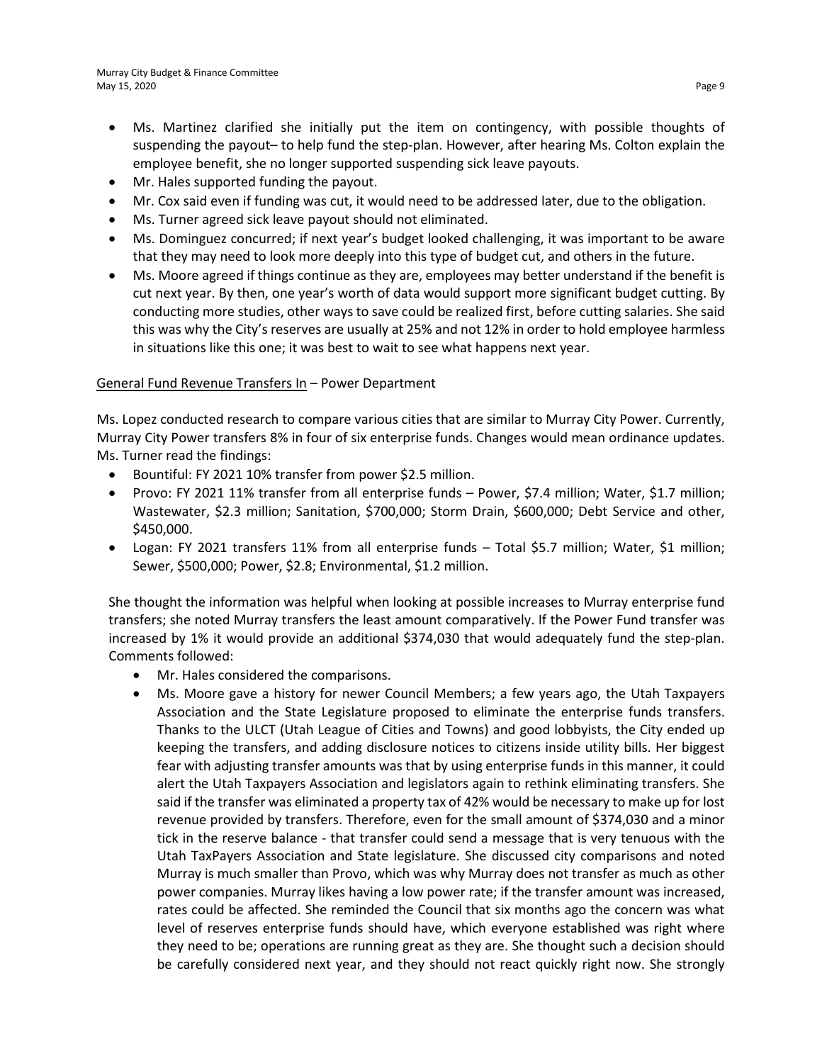- Ms. Martinez clarified she initially put the item on contingency, with possible thoughts of suspending the payout– to help fund the step-plan. However, after hearing Ms. Colton explain the employee benefit, she no longer supported suspending sick leave payouts.
- Mr. Hales supported funding the payout.
- Mr. Cox said even if funding was cut, it would need to be addressed later, due to the obligation.
- Ms. Turner agreed sick leave payout should not eliminated.
- Ms. Dominguez concurred; if next year's budget looked challenging, it was important to be aware that they may need to look more deeply into this type of budget cut, and others in the future.
- Ms. Moore agreed if things continue as they are, employees may better understand if the benefit is cut next year. By then, one year's worth of data would support more significant budget cutting. By conducting more studies, other ways to save could be realized first, before cutting salaries. She said this was why the City's reserves are usually at 25% and not 12% in order to hold employee harmless in situations like this one; it was best to wait to see what happens next year.

<u>General Fund Revenue Transfers In</u> – Power Department

Ms. Lopez conducted research to compare various cities that are similar to Murray City Power. Currently, Murray City Power transfers 8% in four of six enterprise funds. Changes would mean ordinance updates. Ms. Turner read the findings:

- Bountiful: FY 2021 10% transfer from power $2.5 million.
- Provo: FY 2021 11% transfer from all enterprise funds – Power, $7.4 million; Water, $1.7 million; Wastewater, $2.3 million; Sanitation, $700,000; Storm Drain, $600,000; Debt Service and other, $450,000.
- Logan: FY 2021 transfers 11% from all enterprise funds – Total $5.7 million; Water, $1 million; Sewer, $500,000; Power, $2.8; Environmental, $1.2 million.

She thought the information was helpful when looking at possible increases to Murray enterprise fund transfers; she noted Murray transfers the least amount comparatively. If the Power Fund transfer was increased by 1% it would provide an additional $374,030 that would adequately fund the step-plan. Comments followed:

- Mr. Hales considered the comparisons.
- Ms. Moore gave a history for newer Council Members; a few years ago, the Utah Taxpayers Association and the State Legislature proposed to eliminate the enterprise funds transfers. Thanks to the ULCT (Utah League of Cities and Towns) and good lobbyists, the City ended up keeping the transfers, and adding disclosure notices to citizens inside utility bills. Her biggest fear with adjusting transfer amounts was that by using enterprise funds in this manner, it could alert the Utah Taxpayers Association and legislators again to rethink eliminating transfers. She said if the transfer was eliminated a property tax of 42% would be necessary to make up for lost revenue provided by transfers. Therefore, even for the small amount of $374,030 and a minor tick in the reserve balance - that transfer could send a message that is very tenuous with the Utah TaxPayers Association and State legislature. She discussed city comparisons and noted Murray is much smaller than Provo, which was why Murray does not transfer as much as other power companies. Murray likes having a low power rate; if the transfer amount was increased, rates could be affected. She reminded the Council that six months ago the concern was what level of reserves enterprise funds should have, which everyone established was right where they need to be; operations are running great as they are. She thought such a decision should be carefully considered next year, and they should not react quickly right now. She strongly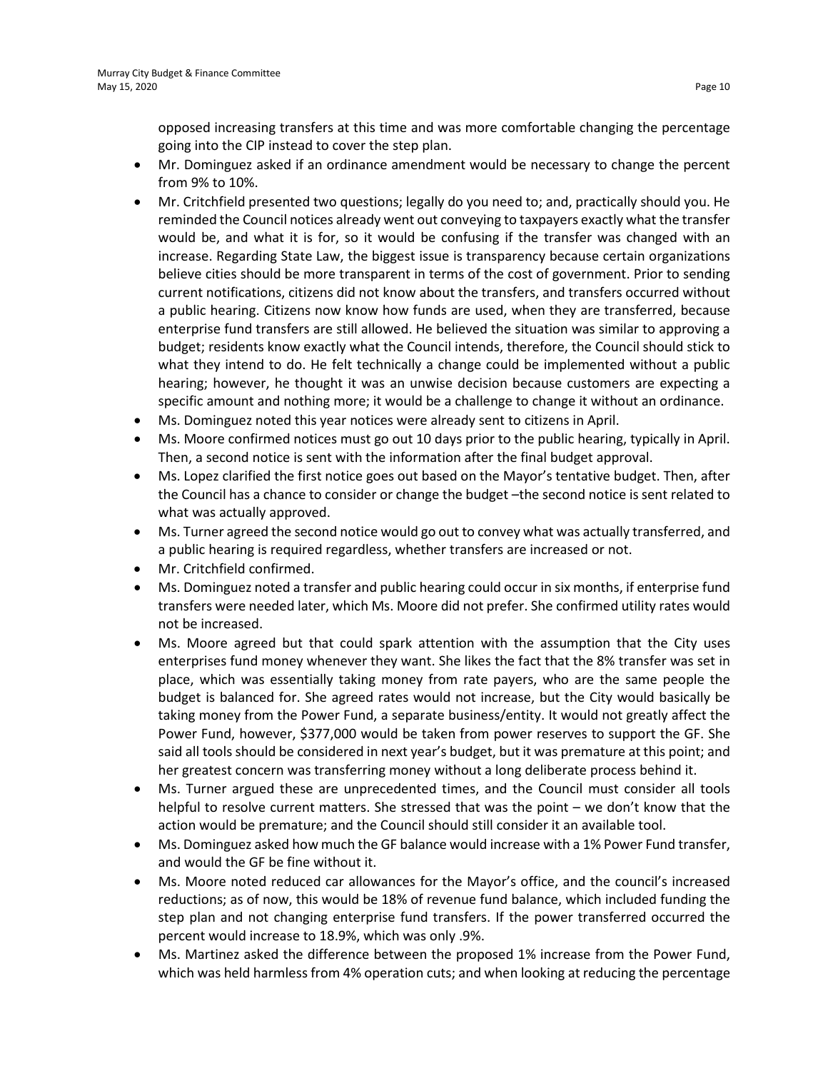opposed increasing transfers at this time and was more comfortable changing the percentage going into the CIP instead to cover the step plan.

- Mr. Dominguez asked if an ordinance amendment would be necessary to change the percent from 9% to 10%.
- Mr. Critchfield presented two questions; legally do you need to; and, practically should you. He reminded the Council notices already went out conveying to taxpayers exactly what the transfer would be, and what it is for, so it would be confusing if the transfer was changed with an increase. Regarding State Law, the biggest issue is transparency because certain organizations believe cities should be more transparent in terms of the cost of government. Prior to sending current notifications, citizens did not know about the transfers, and transfers occurred without a public hearing. Citizens now know how funds are used, when they are transferred, because enterprise fund transfers are still allowed. He believed the situation was similar to approving a budget; residents know exactly what the Council intends, therefore, the Council should stick to what they intend to do. He felt technically a change could be implemented without a public hearing; however, he thought it was an unwise decision because customers are expecting a specific amount and nothing more; it would be a challenge to change it without an ordinance.
- Ms. Dominguez noted this year notices were already sent to citizens in April.
- Ms. Moore confirmed notices must go out 10 days prior to the public hearing, typically in April. Then, a second notice is sent with the information after the final budget approval.
- Ms. Lopez clarified the first notice goes out based on the Mayor's tentative budget. Then, after the Council has a chance to consider or change the budget –the second notice is sent related to what was actually approved.
- Ms. Turner agreed the second notice would go out to convey what was actually transferred, and a public hearing is required regardless, whether transfers are increased or not.
- Mr. Critchfield confirmed.
- Ms. Dominguez noted a transfer and public hearing could occur in six months, if enterprise fund transfers were needed later, which Ms. Moore did not prefer. She confirmed utility rates would not be increased.
- Ms. Moore agreed but that could spark attention with the assumption that the City uses enterprises fund money whenever they want. She likes the fact that the 8% transfer was set in place, which was essentially taking money from rate payers, who are the same people the budget is balanced for. She agreed rates would not increase, but the City would basically be taking money from the Power Fund, a separate business/entity. It would not greatly affect the Power Fund, however, $377,000 would be taken from power reserves to support the GF. She said all tools should be considered in next year's budget, but it was premature at this point; and her greatest concern was transferring money without a long deliberate process behind it.
- Ms. Turner argued these are unprecedented times, and the Council must consider all tools helpful to resolve current matters. She stressed that was the point – we don't know that the action would be premature; and the Council should still consider it an available tool.
- Ms. Dominguez asked how much the GF balance would increase with a 1% Power Fund transfer, and would the GF be fine without it.
- Ms. Moore noted reduced car allowances for the Mayor's office, and the council's increased reductions; as of now, this would be 18% of revenue fund balance, which included funding the step plan and not changing enterprise fund transfers. If the power transferred occurred the percent would increase to 18.9%, which was only .9%.
- Ms. Martinez asked the difference between the proposed 1% increase from the Power Fund, which was held harmless from 4% operation cuts; and when looking at reducing the percentage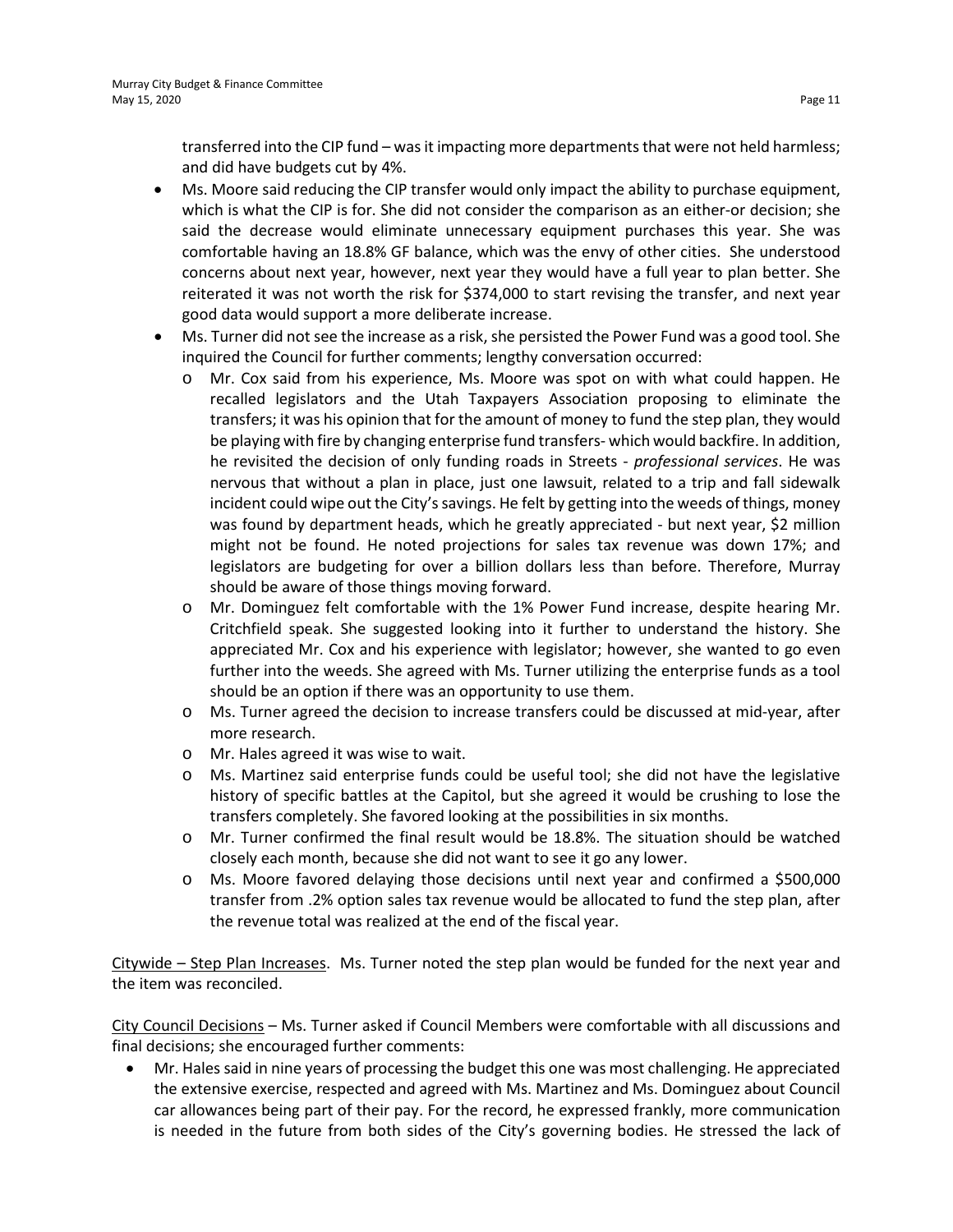transferred into the CIP fund – was it impacting more departments that were not held harmless; and did have budgets cut by 4%.

- Ms. Moore said reducing the CIP transfer would only impact the ability to purchase equipment, which is what the CIP is for. She did not consider the comparison as an either-or decision; she said the decrease would eliminate unnecessary equipment purchases this year. She was comfortable having an 18.8% GF balance, which was the envy of other cities. She understood concerns about next year, however, next year they would have a full year to plan better. She reiterated it was not worth the risk for $374,000 to start revising the transfer, and next year good data would support a more deliberate increase.
- Ms. Turner did not see the increase as a risk, she persisted the Power Fund was a good tool. She inquired the Council for further comments; lengthy conversation occurred:
  - Mr. Cox said from his experience, Ms. Moore was spot on with what could happen. He recalled legislators and the Utah Taxpayers Association proposing to eliminate the transfers; it was his opinion that for the amount of money to fund the step plan, they would be playing with fire by changing enterprise fund transfers- which would backfire. In addition, he revisited the decision of only funding roads in Streets - *professional services*. He was nervous that without a plan in place, just one lawsuit, related to a trip and fall sidewalk incident could wipe out the City's savings. He felt by getting into the weeds of things, money was found by department heads, which he greatly appreciated - but next year, $2 million might not be found. He noted projections for sales tax revenue was down 17%; and legislators are budgeting for over a billion dollars less than before. Therefore, Murray should be aware of those things moving forward.
  - Mr. Dominguez felt comfortable with the 1% Power Fund increase, despite hearing Mr. Critchfield speak. She suggested looking into it further to understand the history. She appreciated Mr. Cox and his experience with legislator; however, she wanted to go even further into the weeds. She agreed with Ms. Turner utilizing the enterprise funds as a tool should be an option if there was an opportunity to use them.
  - Ms. Turner agreed the decision to increase transfers could be discussed at mid-year, after more research.
  - Mr. Hales agreed it was wise to wait.
  - Ms. Martinez said enterprise funds could be useful tool; she did not have the legislative history of specific battles at the Capitol, but she agreed it would be crushing to lose the transfers completely. She favored looking at the possibilities in six months.
  - Mr. Turner confirmed the final result would be 18.8%. The situation should be watched closely each month, because she did not want to see it go any lower.
  - Ms. Moore favored delaying those decisions until next year and confirmed a $500,000 transfer from .2% option sales tax revenue would be allocated to fund the step plan, after the revenue total was realized at the end of the fiscal year.

<u>Citywide – Step Plan Increases</u>. Ms. Turner noted the step plan would be funded for the next year and the item was reconciled.

<u>City Council Decisions</u> – Ms. Turner asked if Council Members were comfortable with all discussions and final decisions; she encouraged further comments:

- Mr. Hales said in nine years of processing the budget this one was most challenging. He appreciated the extensive exercise, respected and agreed with Ms. Martinez and Ms. Dominguez about Council car allowances being part of their pay. For the record, he expressed frankly, more communication is needed in the future from both sides of the City's governing bodies. He stressed the lack of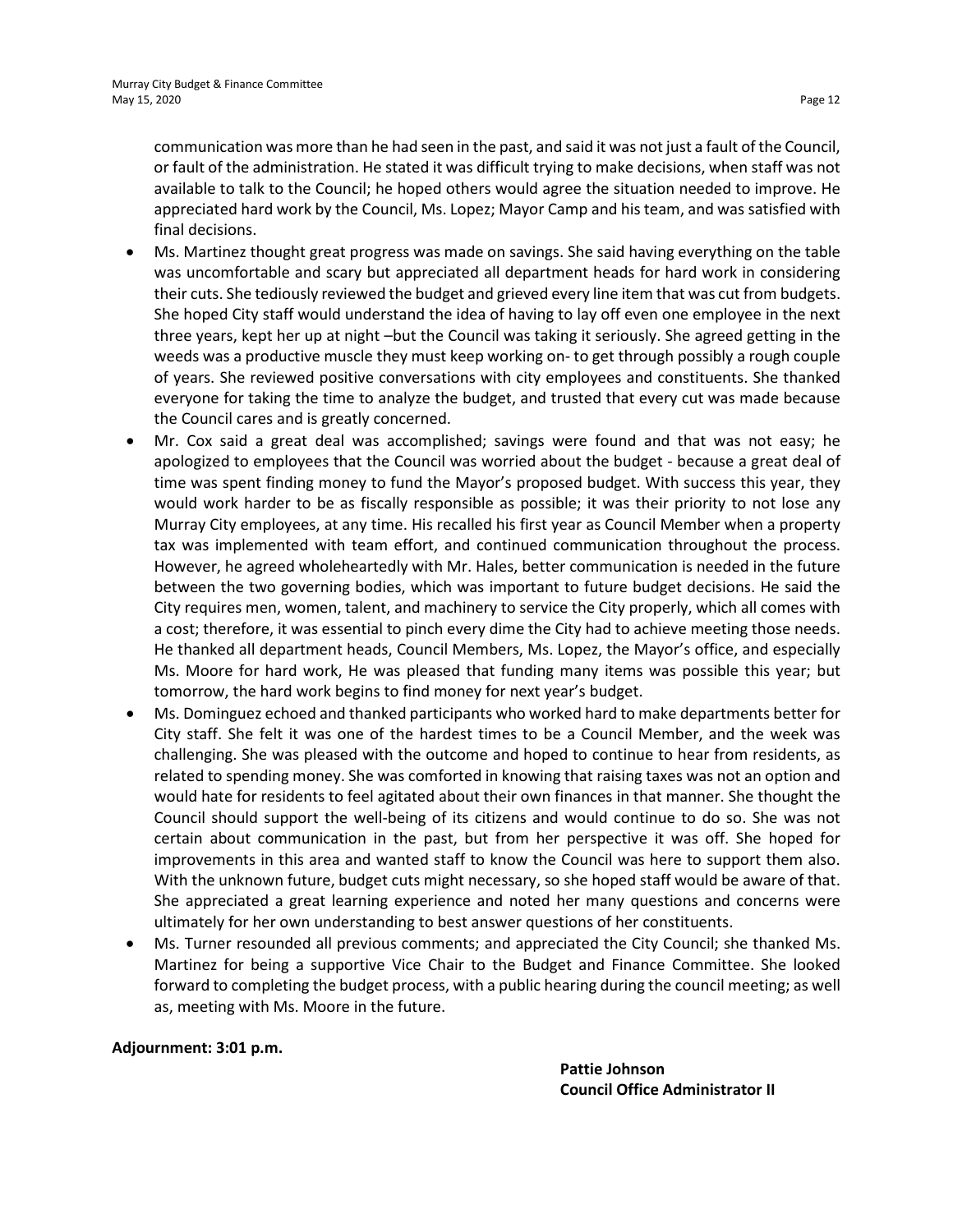communication was more than he had seen in the past, and said it was not just a fault of the Council, or fault of the administration. He stated it was difficult trying to make decisions, when staff was not available to talk to the Council; he hoped others would agree the situation needed to improve. He appreciated hard work by the Council, Ms. Lopez; Mayor Camp and his team, and was satisfied with final decisions.

- Ms. Martinez thought great progress was made on savings. She said having everything on the table was uncomfortable and scary but appreciated all department heads for hard work in considering their cuts. She tediously reviewed the budget and grieved every line item that was cut from budgets. She hoped City staff would understand the idea of having to lay off even one employee in the next three years, kept her up at night –but the Council was taking it seriously. She agreed getting in the weeds was a productive muscle they must keep working on- to get through possibly a rough couple of years. She reviewed positive conversations with city employees and constituents. She thanked everyone for taking the time to analyze the budget, and trusted that every cut was made because the Council cares and is greatly concerned.
- Mr. Cox said a great deal was accomplished; savings were found and that was not easy; he apologized to employees that the Council was worried about the budget - because a great deal of time was spent finding money to fund the Mayor's proposed budget. With success this year, they would work harder to be as fiscally responsible as possible; it was their priority to not lose any Murray City employees, at any time. His recalled his first year as Council Member when a property tax was implemented with team effort, and continued communication throughout the process. However, he agreed wholeheartedly with Mr. Hales, better communication is needed in the future between the two governing bodies, which was important to future budget decisions. He said the City requires men, women, talent, and machinery to service the City properly, which all comes with a cost; therefore, it was essential to pinch every dime the City had to achieve meeting those needs. He thanked all department heads, Council Members, Ms. Lopez, the Mayor's office, and especially Ms. Moore for hard work, He was pleased that funding many items was possible this year; but tomorrow, the hard work begins to find money for next year's budget.
- Ms. Dominguez echoed and thanked participants who worked hard to make departments better for City staff. She felt it was one of the hardest times to be a Council Member, and the week was challenging. She was pleased with the outcome and hoped to continue to hear from residents, as related to spending money. She was comforted in knowing that raising taxes was not an option and would hate for residents to feel agitated about their own finances in that manner. She thought the Council should support the well-being of its citizens and would continue to do so. She was not certain about communication in the past, but from her perspective it was off. She hoped for improvements in this area and wanted staff to know the Council was here to support them also. With the unknown future, budget cuts might necessary, so she hoped staff would be aware of that. She appreciated a great learning experience and noted her many questions and concerns were ultimately for her own understanding to best answer questions of her constituents.
- Ms. Turner resounded all previous comments; and appreciated the City Council; she thanked Ms. Martinez for being a supportive Vice Chair to the Budget and Finance Committee. She looked forward to completing the budget process, with a public hearing during the council meeting; as well as, meeting with Ms. Moore in the future.

**Adjournment: 3:01 p.m.**

**Pattie Johnson**
**Council Office Administrator II**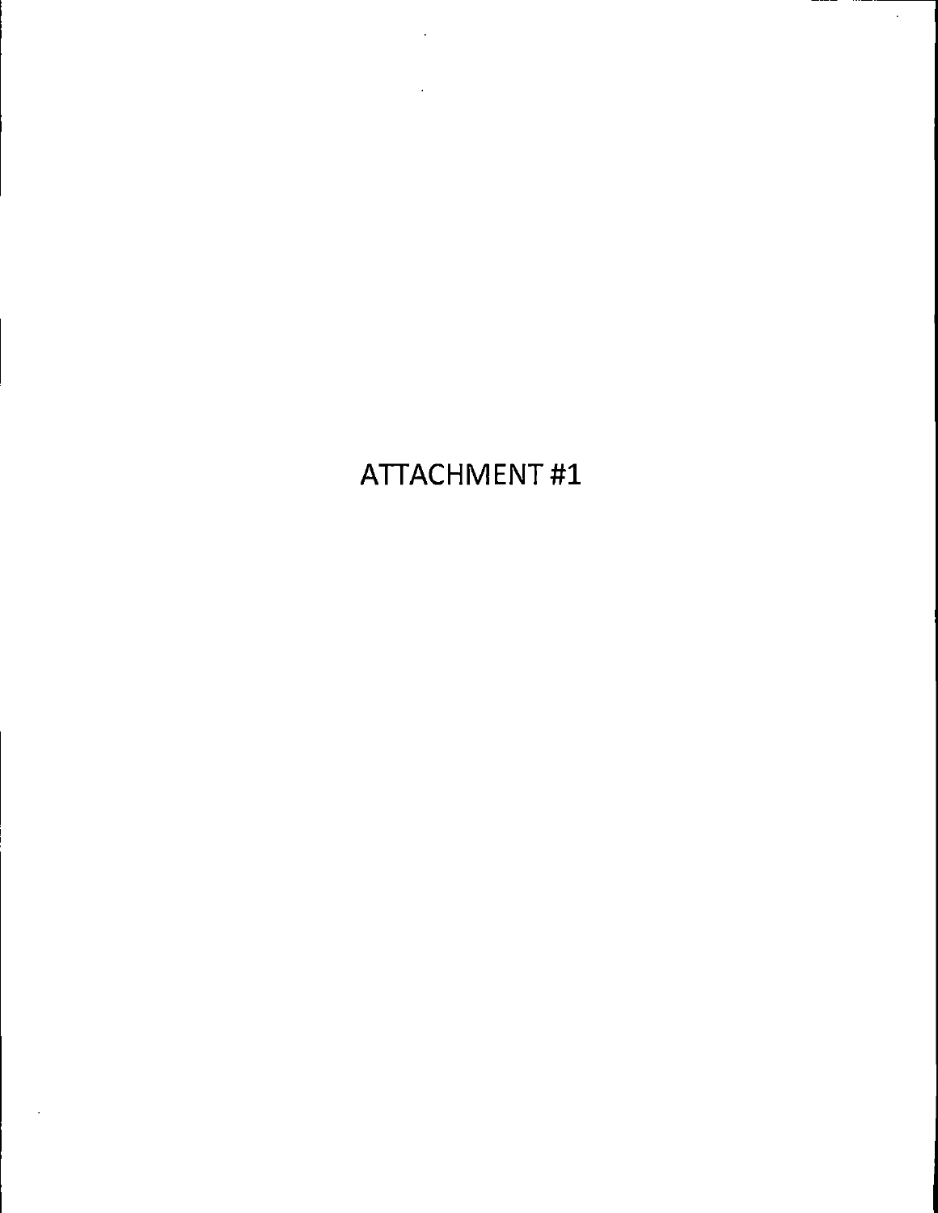# ATTACHMENT #1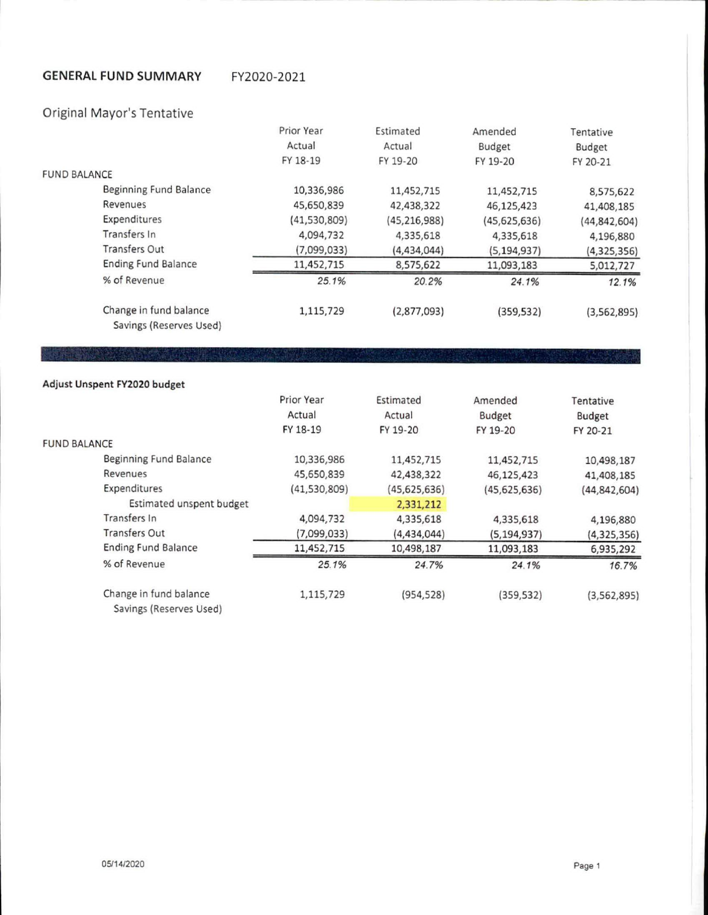## GENERAL FUND SUMMARY FY2020-2021

### Original Mayor's Tentative

| | Prior Year Actual FY 18-19 | Estimated Actual FY 19-20 | Amended Budget FY 19-20 | Tentative Budget FY 20-21 |
|---|---|---|---|---|
| FUND BALANCE | | | | |
| Beginning Fund Balance | 10,336,986 | 11,452,715 | 11,452,715 | 8,575,622 |
| Revenues | 45,650,839 | 42,438,322 | 46,125,423 | 41,408,185 |
| Expenditures | (41,530,809) | (45,216,988) | (45,625,636) | (44,842,604) |
| Transfers In | 4,094,732 | 4,335,618 | 4,335,618 | 4,196,880 |
| Transfers Out | (7,099,033) | (4,434,044) | (5,194,937) | (4,325,356) |
| Ending Fund Balance | 11,452,715 | 8,575,622 | 11,093,183 | 5,012,727 |
| % of Revenue | *25.1%* | *20.2%* | *24.1%* | *12.1%* |
| Change in fund balance Savings (Reserves Used) | 1,115,729 | (2,877,093) | (359,532) | (3,562,895) |

### Adjust Unspent FY2020 budget

| | Prior Year Actual FY 18-19 | Estimated Actual FY 19-20 | Amended Budget FY 19-20 | Tentative Budget FY 20-21 |
|---|---|---|---|---|
| FUND BALANCE | | | | |
| Beginning Fund Balance | 10,336,986 | 11,452,715 | 11,452,715 | 10,498,187 |
| Revenues | 45,650,839 | 42,438,322 | 46,125,423 | 41,408,185 |
| Expenditures | (41,530,809) | (45,625,636) | (45,625,636) | (44,842,604) |
| Estimated unspent budget | | 2,331,212 | | |
| Transfers In | 4,094,732 | 4,335,618 | 4,335,618 | 4,196,880 |
| Transfers Out | (7,099,033) | (4,434,044) | (5,194,937) | (4,325,356) |
| Ending Fund Balance | 11,452,715 | 10,498,187 | 11,093,183 | 6,935,292 |
| % of Revenue | *25.1%* | *24.7%* | *24.1%* | *16.7%* |
| Change in fund balance Savings (Reserves Used) | 1,115,729 | (954,528) | (359,532) | (3,562,895) |

05/14/2020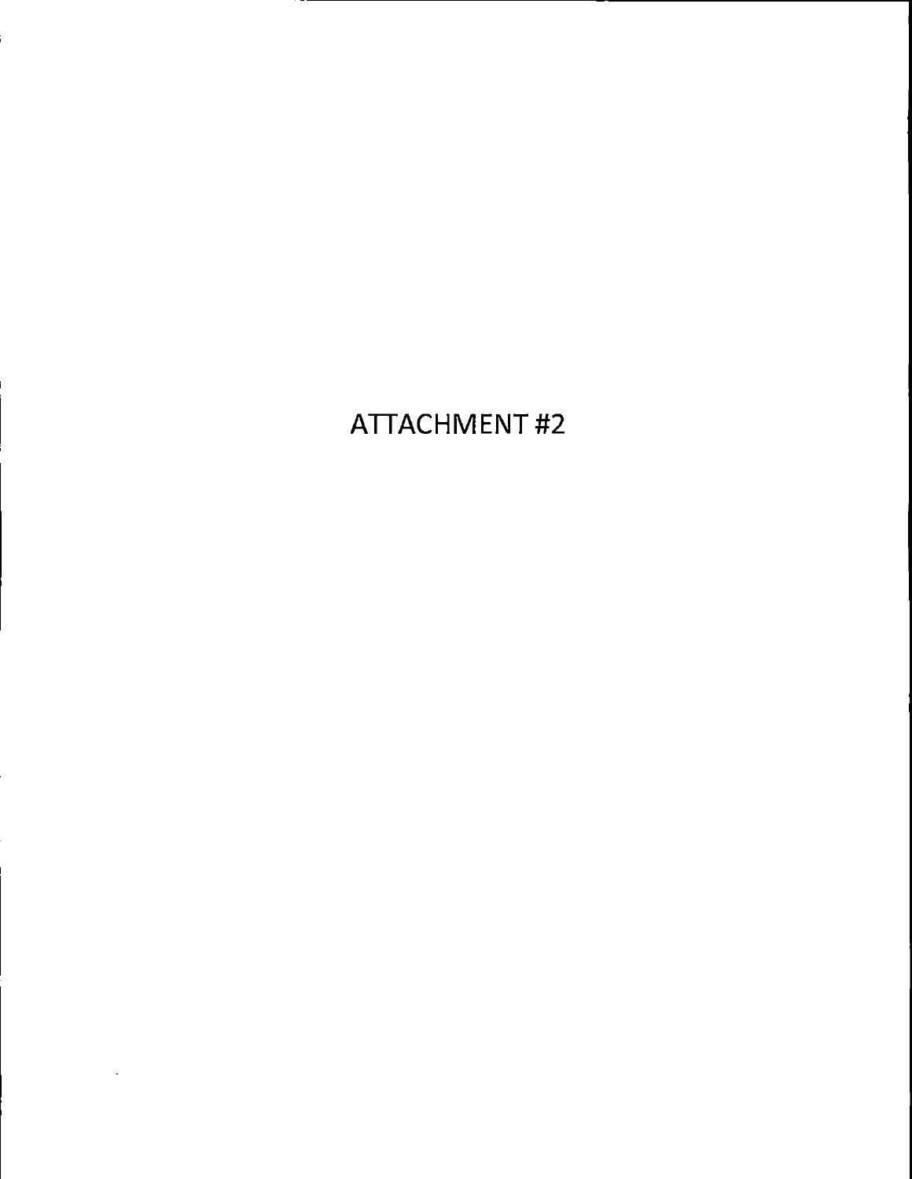# ATTACHMENT #2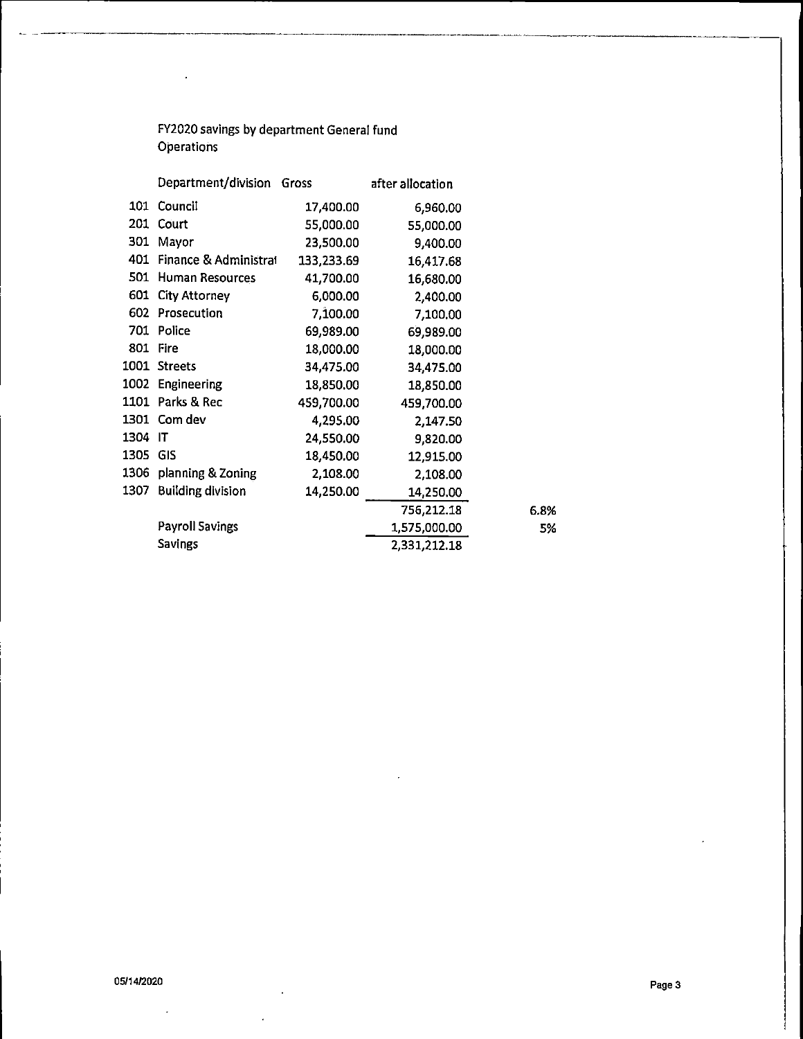FY2020 savings by department General fund
Operations

| | Department/division | Gross | after allocation | |
|---|---|---|---|---|
| 101 | Council | 17,400.00 | 6,960.00 | |
| 201 | Court | 55,000.00 | 55,000.00 | |
| 301 | Mayor | 23,500.00 | 9,400.00 | |
| 401 | Finance & Administrat | 133,233.69 | 16,417.68 | |
| 501 | Human Resources | 41,700.00 | 16,680.00 | |
| 601 | City Attorney | 6,000.00 | 2,400.00 | |
| 602 | Prosecution | 7,100.00 | 7,100.00 | |
| 701 | Police | 69,989.00 | 69,989.00 | |
| 801 | Fire | 18,000.00 | 18,000.00 | |
| 1001 | Streets | 34,475.00 | 34,475.00 | |
| 1002 | Engineering | 18,850.00 | 18,850.00 | |
| 1101 | Parks & Rec | 459,700.00 | 459,700.00 | |
| 1301 | Com dev | 4,295.00 | 2,147.50 | |
| 1304 | IT | 24,550.00 | 9,820.00 | |
| 1305 | GIS | 18,450.00 | 12,915.00 | |
| 1306 | planning & Zoning | 2,108.00 | 2,108.00 | |
| 1307 | Building division | 14,250.00 | 14,250.00 | |
| | | | 756,212.18 | 6.8% |
| | Payroll Savings | | 1,575,000.00 | 5% |
| | Savings | | 2,331,212.18 | |

05/14/2020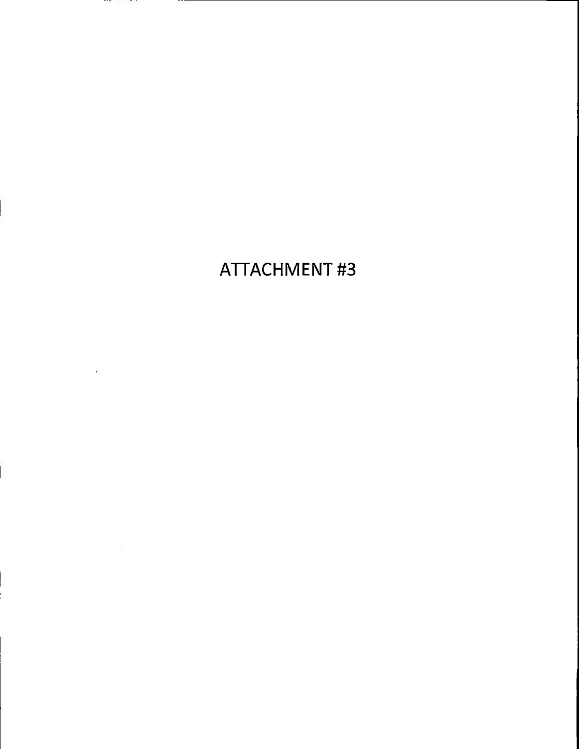# ATTACHMENT #3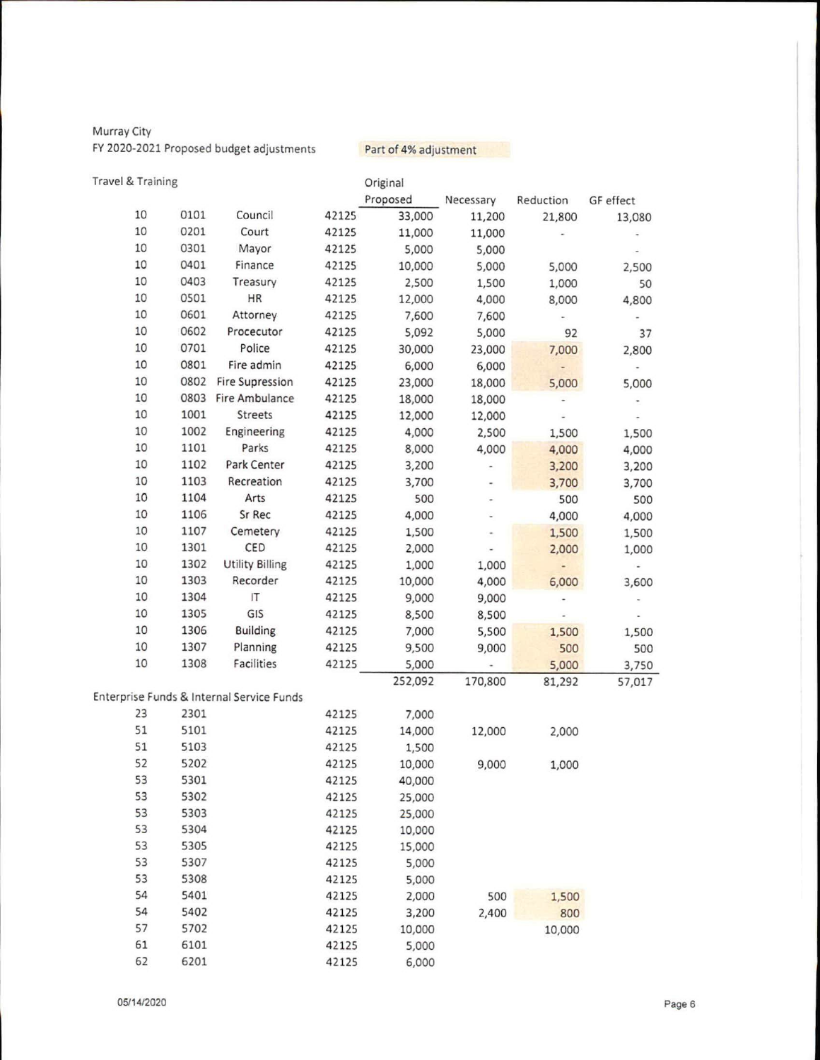Murray City

FY 2020-2021 Proposed budget adjustments

Part of 4% adjustment

Travel & Training

| | | | | Original Proposed | Necessary | Reduction | GF effect |
|---|---|---|---|---|---|---|---|
| 10 | 0101 | Council | 42125 | 33,000 | 11,200 | 21,800 | 13,080 |
| 10 | 0201 | Court | 42125 | 11,000 | 11,000 | - | - |
| 10 | 0301 | Mayor | 42125 | 5,000 | 5,000 | | - |
| 10 | 0401 | Finance | 42125 | 10,000 | 5,000 | 5,000 | 2,500 |
| 10 | 0403 | Treasury | 42125 | 2,500 | 1,500 | 1,000 | 50 |
| 10 | 0501 | HR | 42125 | 12,000 | 4,000 | 8,000 | 4,800 |
| 10 | 0601 | Attorney | 42125 | 7,600 | 7,600 | - | - |
| 10 | 0602 | Procecutor | 42125 | 5,092 | 5,000 | 92 | 37 |
| 10 | 0701 | Police | 42125 | 30,000 | 23,000 | 7,000 | 2,800 |
| 10 | 0801 | Fire admin | 42125 | 6,000 | 6,000 | - | - |
| 10 | 0802 | Fire Supression | 42125 | 23,000 | 18,000 | 5,000 | 5,000 |
| 10 | 0803 | Fire Ambulance | 42125 | 18,000 | 18,000 | - | - |
| 10 | 1001 | Streets | 42125 | 12,000 | 12,000 | - | - |
| 10 | 1002 | Engineering | 42125 | 4,000 | 2,500 | 1,500 | 1,500 |
| 10 | 1101 | Parks | 42125 | 8,000 | 4,000 | 4,000 | 4,000 |
| 10 | 1102 | Park Center | 42125 | 3,200 | - | 3,200 | 3,200 |
| 10 | 1103 | Recreation | 42125 | 3,700 | - | 3,700 | 3,700 |
| 10 | 1104 | Arts | 42125 | 500 | - | 500 | 500 |
| 10 | 1106 | Sr Rec | 42125 | 4,000 | - | 4,000 | 4,000 |
| 10 | 1107 | Cemetery | 42125 | 1,500 | - | 1,500 | 1,500 |
| 10 | 1301 | CED | 42125 | 2,000 | - | 2,000 | 1,000 |
| 10 | 1302 | Utility Billing | 42125 | 1,000 | 1,000 | - | - |
| 10 | 1303 | Recorder | 42125 | 10,000 | 4,000 | 6,000 | 3,600 |
| 10 | 1304 | IT | 42125 | 9,000 | 9,000 | - | - |
| 10 | 1305 | GIS | 42125 | 8,500 | 8,500 | - | - |
| 10 | 1306 | Building | 42125 | 7,000 | 5,500 | 1,500 | 1,500 |
| 10 | 1307 | Planning | 42125 | 9,500 | 9,000 | 500 | 500 |
| 10 | 1308 | Facilities | 42125 | 5,000 | - | 5,000 | 3,750 |
| | | | | 252,092 | 170,800 | 81,292 | 57,017 |
| **Enterprise Funds & Internal Service Funds** | | | | | | | |
| 23 | 2301 | | 42125 | 7,000 | | | |
| 51 | 5101 | | 42125 | 14,000 | 12,000 | 2,000 | |
| 51 | 5103 | | 42125 | 1,500 | | | |
| 52 | 5202 | | 42125 | 10,000 | 9,000 | 1,000 | |
| 53 | 5301 | | 42125 | 40,000 | | | |
| 53 | 5302 | | 42125 | 25,000 | | | |
| 53 | 5303 | | 42125 | 25,000 | | | |
| 53 | 5304 | | 42125 | 10,000 | | | |
| 53 | 5305 | | 42125 | 15,000 | | | |
| 53 | 5307 | | 42125 | 5,000 | | | |
| 53 | 5308 | | 42125 | 5,000 | | | |
| 54 | 5401 | | 42125 | 2,000 | 500 | 1,500 | |
| 54 | 5402 | | 42125 | 3,200 | 2,400 | 800 | |
| 57 | 5702 | | 42125 | 10,000 | | 10,000 | |
| 61 | 6101 | | 42125 | 5,000 | | | |
| 62 | 6201 | | 42125 | 6,000 | | | |

05/14/2020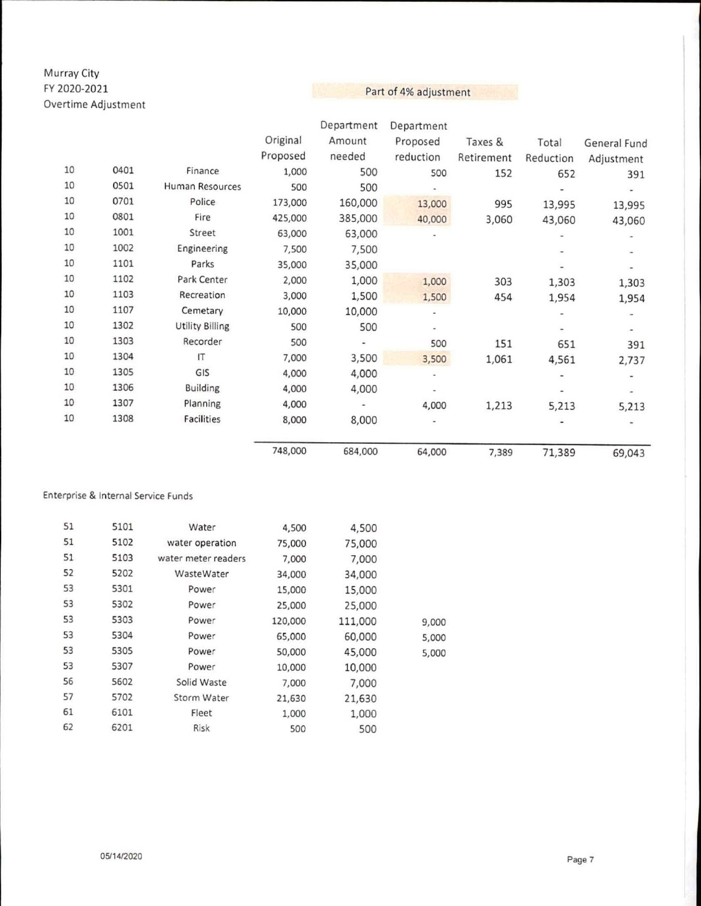Murray City
FY 2020-2021
Overtime Adjustment

Part of 4% adjustment

| | | | Original Proposed | Department Amount needed | Department Proposed reduction | Taxes & Retirement | Total Reduction | General Fund Adjustment |
|---|---|---|---|---|---|---|---|---|
| 10 | 0401 | Finance | 1,000 | 500 | 500 | 152 | 652 | 391 |
| 10 | 0501 | Human Resources | 500 | 500 | - | | - | - |
| 10 | 0701 | Police | 173,000 | 160,000 | 13,000 | 995 | 13,995 | 13,995 |
| 10 | 0801 | Fire | 425,000 | 385,000 | 40,000 | 3,060 | 43,060 | 43,060 |
| 10 | 1001 | Street | 63,000 | 63,000 | - | | - | - |
| 10 | 1002 | Engineering | 7,500 | 7,500 | | | - | - |
| 10 | 1101 | Parks | 35,000 | 35,000 | | | - | - |
| 10 | 1102 | Park Center | 2,000 | 1,000 | 1,000 | 303 | 1,303 | 1,303 |
| 10 | 1103 | Recreation | 3,000 | 1,500 | 1,500 | 454 | 1,954 | 1,954 |
| 10 | 1107 | Cemetary | 10,000 | 10,000 | - | | - | - |
| 10 | 1302 | Utility Billing | 500 | 500 | - | | - | - |
| 10 | 1303 | Recorder | 500 | - | 500 | 151 | 651 | 391 |
| 10 | 1304 | IT | 7,000 | 3,500 | 3,500 | 1,061 | 4,561 | 2,737 |
| 10 | 1305 | GIS | 4,000 | 4,000 | - | | - | - |
| 10 | 1306 | Building | 4,000 | 4,000 | - | | - | - |
| 10 | 1307 | Planning | 4,000 | - | 4,000 | 1,213 | 5,213 | 5,213 |
| 10 | 1308 | Facilities | 8,000 | 8,000 | - | | - | - |
| | | | 748,000 | 684,000 | 64,000 | 7,389 | 71,389 | 69,043 |

Enterprise & Internal Service Funds

| | | | | | |
|---|---|---|---|---|---|
| 51 | 5101 | Water | 4,500 | 4,500 | |
| 51 | 5102 | water operation | 75,000 | 75,000 | |
| 51 | 5103 | water meter readers | 7,000 | 7,000 | |
| 52 | 5202 | WasteWater | 34,000 | 34,000 | |
| 53 | 5301 | Power | 15,000 | 15,000 | |
| 53 | 5302 | Power | 25,000 | 25,000 | |
| 53 | 5303 | Power | 120,000 | 111,000 | 9,000 |
| 53 | 5304 | Power | 65,000 | 60,000 | 5,000 |
| 53 | 5305 | Power | 50,000 | 45,000 | 5,000 |
| 53 | 5307 | Power | 10,000 | 10,000 | |
| 56 | 5602 | Solid Waste | 7,000 | 7,000 | |
| 57 | 5702 | Storm Water | 21,630 | 21,630 | |
| 61 | 6101 | Fleet | 1,000 | 1,000 | |
| 62 | 6201 | Risk | 500 | 500 | |

05/14/2020